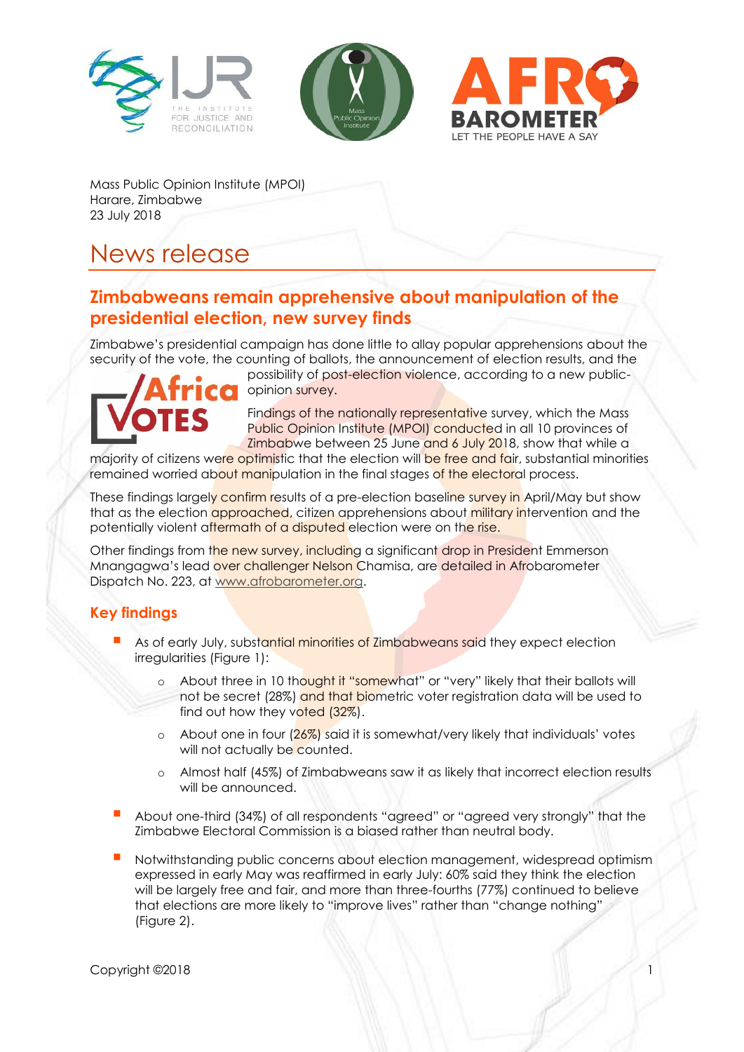Mass Public Opinion Institute (MPOI)
Harare, Zimbabwe
23 July 2018

# News release

## Zimbabweans remain apprehensive about manipulation of the presidential election, new survey finds

Zimbabwe's presidential campaign has done little to allay popular apprehensions about the security of the vote, the counting of ballots, the announcement of election results, and the possibility of post-election violence, according to a new public-opinion survey.

Findings of the nationally representative survey, which the Mass Public Opinion Institute (MPOI) conducted in all 10 provinces of Zimbabwe between 25 June and 6 July 2018, show that while a majority of citizens were optimistic that the election will be free and fair, substantial minorities remained worried about manipulation in the final stages of the electoral process.

These findings largely confirm results of a pre-election baseline survey in April/May but show that as the election approached, citizen apprehensions about military intervention and the potentially violent aftermath of a disputed election were on the rise.

Other findings from the new survey, including a significant drop in President Emmerson Mnangagwa's lead over challenger Nelson Chamisa, are detailed in Afrobarometer Dispatch No. 223, at www.afrobarometer.org.

## Key findings

- As of early July, substantial minorities of Zimbabweans said they expect election irregularities (Figure 1):
  - About three in 10 thought it "somewhat" or "very" likely that their ballots will not be secret (28%) and that biometric voter registration data will be used to find out how they voted (32%).
  - About one in four (26%) said it is somewhat/very likely that individuals' votes will not actually be counted.
  - Almost half (45%) of Zimbabweans saw it as likely that incorrect election results will be announced.
- About one-third (34%) of all respondents "agreed" or "agreed very strongly" that the Zimbabwe Electoral Commission is a biased rather than neutral body.
- Notwithstanding public concerns about election management, widespread optimism expressed in early May was reaffirmed in early July: 60% said they think the election will be largely free and fair, and more than three-fourths (77%) continued to believe that elections are more likely to "improve lives" rather than "change nothing" (Figure 2).

Copyright ©2018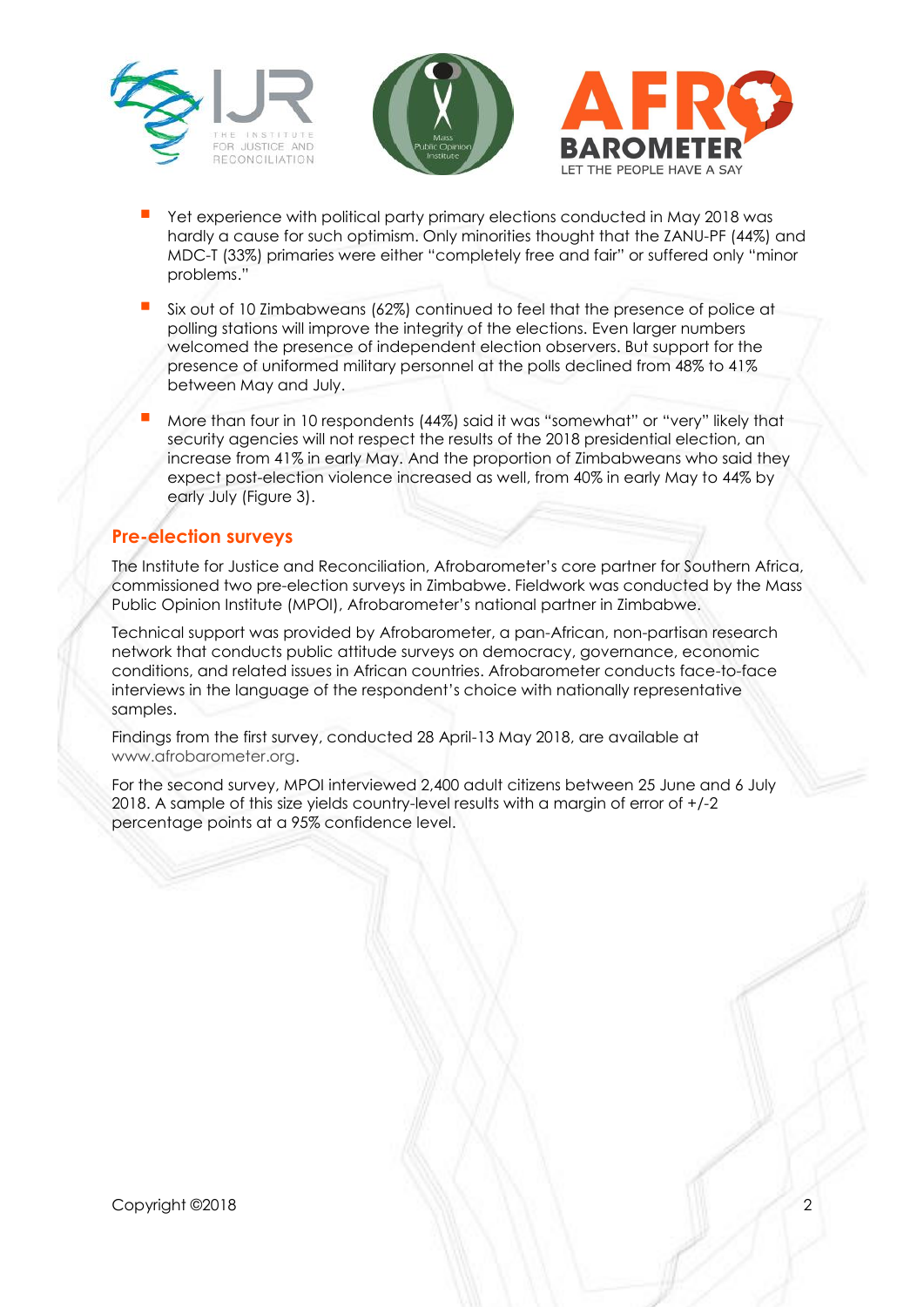- Yet experience with political party primary elections conducted in May 2018 was hardly a cause for such optimism. Only minorities thought that the ZANU-PF (44%) and MDC-T (33%) primaries were either "completely free and fair" or suffered only "minor problems."
- Six out of 10 Zimbabweans (62%) continued to feel that the presence of police at polling stations will improve the integrity of the elections. Even larger numbers welcomed the presence of independent election observers. But support for the presence of uniformed military personnel at the polls declined from 48% to 41% between May and July.
- More than four in 10 respondents (44%) said it was "somewhat" or "very" likely that security agencies will not respect the results of the 2018 presidential election, an increase from 41% in early May. And the proportion of Zimbabweans who said they expect post-election violence increased as well, from 40% in early May to 44% by early July (Figure 3).

## Pre-election surveys

The Institute for Justice and Reconciliation, Afrobarometer's core partner for Southern Africa, commissioned two pre-election surveys in Zimbabwe. Fieldwork was conducted by the Mass Public Opinion Institute (MPOI), Afrobarometer's national partner in Zimbabwe.

Technical support was provided by Afrobarometer, a pan-African, non-partisan research network that conducts public attitude surveys on democracy, governance, economic conditions, and related issues in African countries. Afrobarometer conducts face-to-face interviews in the language of the respondent's choice with nationally representative samples.

Findings from the first survey, conducted 28 April-13 May 2018, are available at www.afrobarometer.org.

For the second survey, MPOI interviewed 2,400 adult citizens between 25 June and 6 July 2018. A sample of this size yields country-level results with a margin of error of +/-2 percentage points at a 95% confidence level.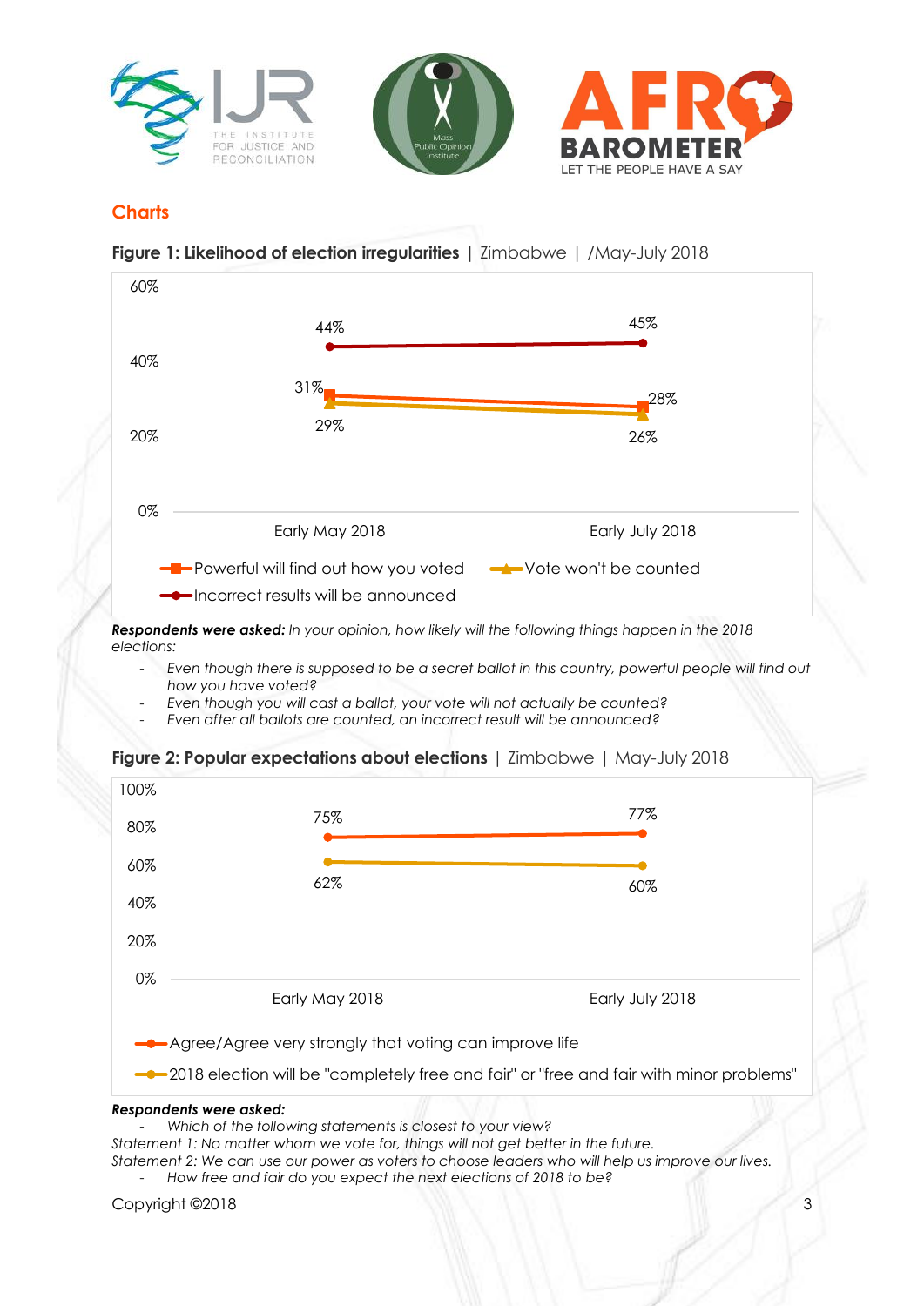## Charts

**Figure 1: Likelihood of election irregularities** | Zimbabwe | /May-July 2018

| | Early May 2018 | Early July 2018 |
|---|---|---|
| Powerful will find out how you voted | 31% | 28% |
| Vote won't be counted | 29% | 26% |
| Incorrect results will be announced | 44% | 45% |

***Respondents were asked:*** *In your opinion, how likely will the following things happen in the 2018 elections:*

- *Even though there is supposed to be a secret ballot in this country, powerful people will find out how you have voted?*
- *Even though you will cast a ballot, your vote will not actually be counted?*
- *Even after all ballots are counted, an incorrect result will be announced?*

**Figure 2: Popular expectations about elections** | Zimbabwe | May-July 2018

| | Early May 2018 | Early July 2018 |
|---|---|---|
| Agree/Agree very strongly that voting can improve life | 75% | 77% |
| 2018 election will be "completely free and fair" or "free and fair with minor problems" | 62% | 60% |

***Respondents were asked:***

- *Which of the following statements is closest to your view?*

*Statement 1: No matter whom we vote for, things will not get better in the future.*
*Statement 2: We can use our power as voters to choose leaders who will help us improve our lives.*

- *How free and fair do you expect the next elections of 2018 to be?*

Copyright ©2018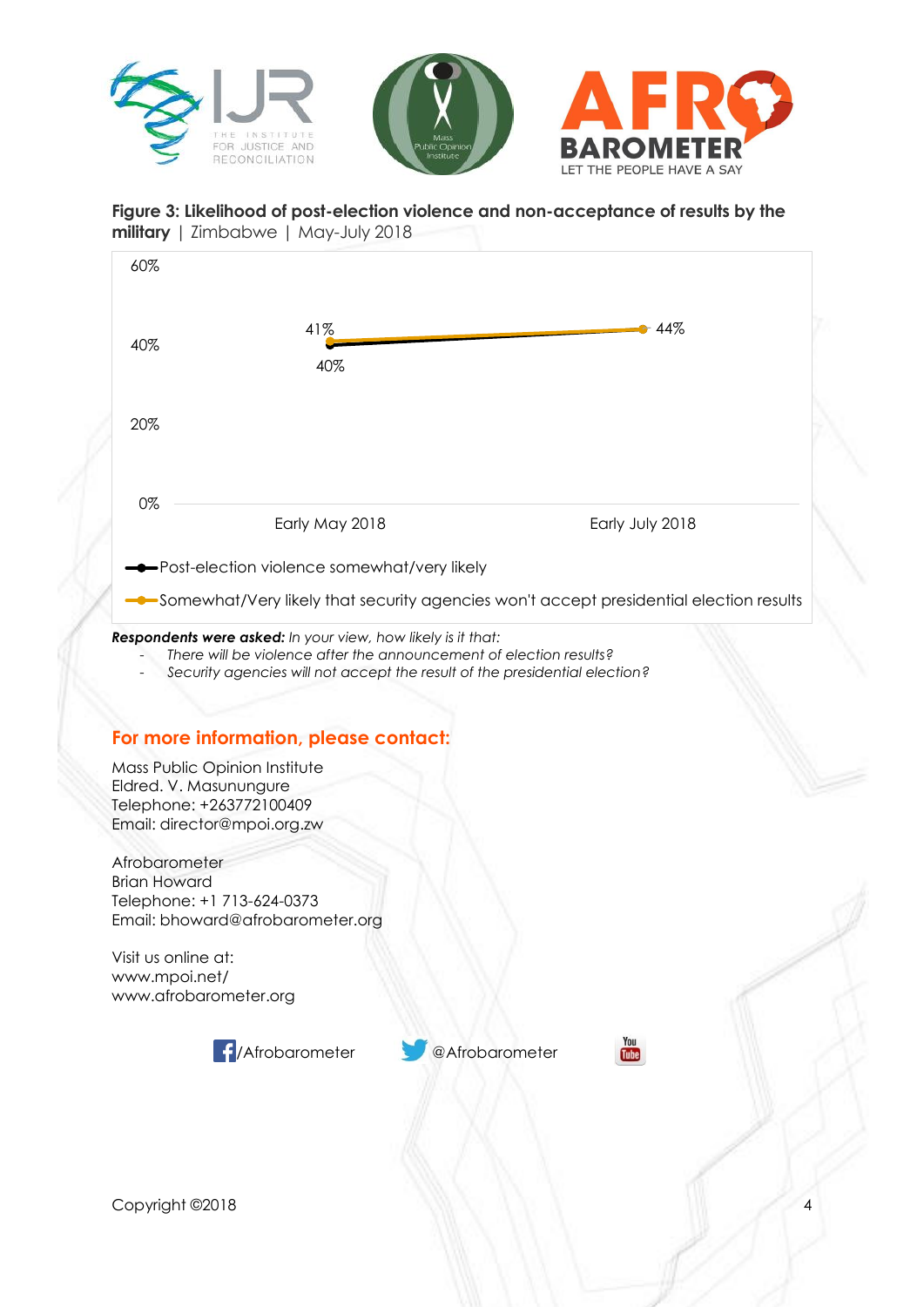**Figure 3: Likelihood of post-election violence and non-acceptance of results by the military** | Zimbabwe | May-July 2018

60%
40%
20%
0%

41%
40%
44%

Early May 2018
Early July 2018

Post-election violence somewhat/very likely
Somewhat/Very likely that security agencies won't accept presidential election results

***Respondents were asked:*** *In your view, how likely is it that:*

- *There will be violence after the announcement of election results?*
- *Security agencies will not accept the result of the presidential election?*

## For more information, please contact:

Mass Public Opinion Institute
Eldred. V. Masunungure
Telephone: +263772100409
Email: director@mpoi.org.zw

Afrobarometer
Brian Howard
Telephone: +1 713-624-0373
Email: bhoward@afrobarometer.org

Visit us online at:
www.mpoi.net/
www.afrobarometer.org

/Afrobarometer @Afrobarometer

Copyright ©2018